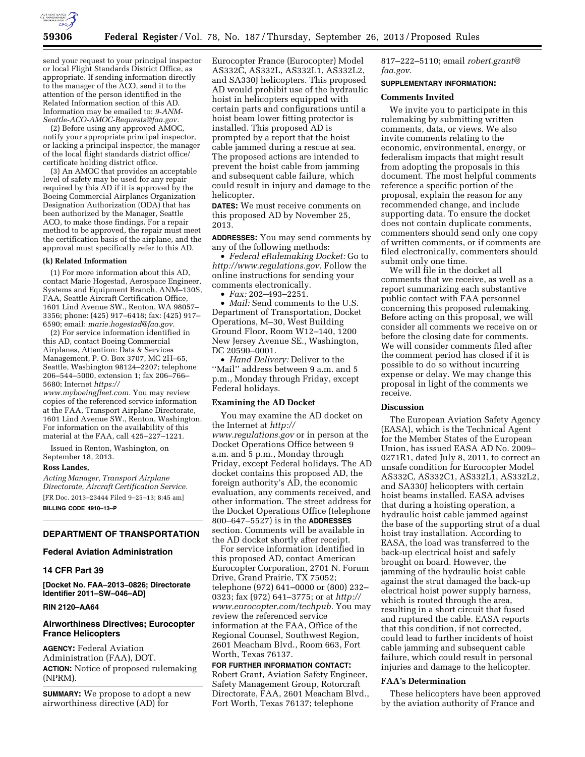send your request to your principal inspector or local Flight Standards District Office, as appropriate. If sending information directly to the manager of the ACO, send it to the attention of the person identified in the Related Information section of this AD. Information may be emailed to: *9-ANM-Seattle-ACO-AMOC-Requests@faa.gov.*

(2) Before using any approved AMOC, notify your appropriate principal inspector, or lacking a principal inspector, the manager of the local flight standards district office/certificate holding district office.

(3) An AMOC that provides an acceptable level of safety may be used for any repair required by this AD if it is approved by the Boeing Commercial Airplanes Organization Designation Authorization (ODA) that has been authorized by the Manager, Seattle ACO, to make those findings. For a repair method to be approved, the repair must meet the certification basis of the airplane, and the approval must specifically refer to this AD.

**(k) Related Information**

(1) For more information about this AD, contact Marie Hogestad, Aerospace Engineer, Systems and Equipment Branch, ANM–130S, FAA, Seattle Aircraft Certification Office, 1601 Lind Avenue SW., Renton, WA 98057–3356; phone: (425) 917–6418; fax: (425) 917–6590; email: *marie.hogestad@faa.gov.*

(2) For service information identified in this AD, contact Boeing Commercial Airplanes, Attention: Data & Services Management, P. O. Box 3707, MC 2H–65, Seattle, Washington 98124–2207; telephone 206–544–5000, extension 1; fax 206–766–5680; Internet *https://www.myboeingfleet.com.* You may review copies of the referenced service information at the FAA, Transport Airplane Directorate, 1601 Lind Avenue SW., Renton, Washington. For information on the availability of this material at the FAA, call 425–227–1221.

Issued in Renton, Washington, on September 18, 2013.

**Ross Landes,**

*Acting Manager, Transport Airplane Directorate, Aircraft Certification Service.*

[FR Doc. 2013–23444 Filed 9–25–13; 8:45 am]

**BILLING CODE 4910–13–P**

## DEPARTMENT OF TRANSPORTATION

### Federal Aviation Administration

### 14 CFR Part 39

**[Docket No. FAA–2013–0826; Directorate Identifier 2011–SW–046–AD]**

**RIN 2120–AA64**

## Airworthiness Directives; Eurocopter France Helicopters

**AGENCY:** Federal Aviation Administration (FAA), DOT.

**ACTION:** Notice of proposed rulemaking (NPRM).

**SUMMARY:** We propose to adopt a new airworthiness directive (AD) for Eurocopter France (Eurocopter) Model AS332C, AS332L, AS332L1, AS332L2, and SA330J helicopters. This proposed AD would prohibit use of the hydraulic hoist in helicopters equipped with certain parts and configurations until a hoist beam lower fitting protector is installed. This proposed AD is prompted by a report that the hoist cable jammed during a rescue at sea. The proposed actions are intended to prevent the hoist cable from jamming and subsequent cable failure, which could result in injury and damage to the helicopter.

**DATES:** We must receive comments on this proposed AD by November 25, 2013.

**ADDRESSES:** You may send comments by any of the following methods:

- *Federal eRulemaking Docket:* Go to *http://www.regulations.gov.* Follow the online instructions for sending your comments electronically.
- *Fax:* 202–493–2251.
- *Mail:* Send comments to the U.S. Department of Transportation, Docket Operations, M–30, West Building Ground Floor, Room W12–140, 1200 New Jersey Avenue SE., Washington, DC 20590–0001.
- *Hand Delivery:* Deliver to the ''Mail'' address between 9 a.m. and 5 p.m., Monday through Friday, except Federal holidays.

**Examining the AD Docket**

You may examine the AD docket on the Internet at *http://www.regulations.gov* or in person at the Docket Operations Office between 9 a.m. and 5 p.m., Monday through Friday, except Federal holidays. The AD docket contains this proposed AD, the foreign authority's AD, the economic evaluation, any comments received, and other information. The street address for the Docket Operations Office (telephone 800–647–5527) is in the **ADDRESSES** section. Comments will be available in the AD docket shortly after receipt.

For service information identified in this proposed AD, contact American Eurocopter Corporation, 2701 N. Forum Drive, Grand Prairie, TX 75052; telephone (972) 641–0000 or (800) 232–0323; fax (972) 641–3775; or at *http://www.eurocopter.com/techpub.* You may review the referenced service information at the FAA, Office of the Regional Counsel, Southwest Region, 2601 Meacham Blvd., Room 663, Fort Worth, Texas 76137.

**FOR FURTHER INFORMATION CONTACT:** Robert Grant, Aviation Safety Engineer, Safety Management Group, Rotorcraft Directorate, FAA, 2601 Meacham Blvd., Fort Worth, Texas 76137; telephone 817–222–5110; email *robert.grant@faa.gov.*

**SUPPLEMENTARY INFORMATION:**

**Comments Invited**

We invite you to participate in this rulemaking by submitting written comments, data, or views. We also invite comments relating to the economic, environmental, energy, or federalism impacts that might result from adopting the proposals in this document. The most helpful comments reference a specific portion of the proposal, explain the reason for any recommended change, and include supporting data. To ensure the docket does not contain duplicate comments, commenters should send only one copy of written comments, or if comments are filed electronically, commenters should submit only one time.

We will file in the docket all comments that we receive, as well as a report summarizing each substantive public contact with FAA personnel concerning this proposed rulemaking. Before acting on this proposal, we will consider all comments we receive on or before the closing date for comments. We will consider comments filed after the comment period has closed if it is possible to do so without incurring expense or delay. We may change this proposal in light of the comments we receive.

**Discussion**

The European Aviation Safety Agency (EASA), which is the Technical Agent for the Member States of the European Union, has issued EASA AD No. 2009–0271R1, dated July 8, 2011, to correct an unsafe condition for Eurocopter Model AS332C, AS332C1, AS332L1, AS332L2, and SA330J helicopters with certain hoist beams installed. EASA advises that during a hoisting operation, a hydraulic hoist cable jammed against the base of the supporting strut of a dual hoist tray installation. According to EASA, the load was transferred to the back-up electrical hoist and safely brought on board. However, the jamming of the hydraulic hoist cable against the strut damaged the back-up electrical hoist power supply harness, which is routed through the area, resulting in a short circuit that fused and ruptured the cable. EASA reports that this condition, if not corrected, could lead to further incidents of hoist cable jamming and subsequent cable failure, which could result in personal injuries and damage to the helicopter.

**FAA's Determination**

These helicopters have been approved by the aviation authority of France and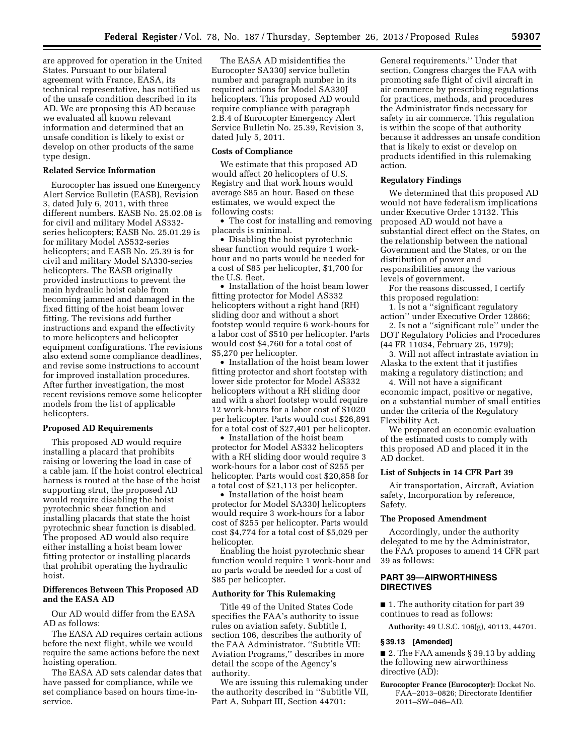are approved for operation in the United States. Pursuant to our bilateral agreement with France, EASA, its technical representative, has notified us of the unsafe condition described in its AD. We are proposing this AD because we evaluated all known relevant information and determined that an unsafe condition is likely to exist or develop on other products of the same type design.

**Related Service Information**

Eurocopter has issued one Emergency Alert Service Bulletin (EASB), Revision 3, dated July 6, 2011, with three different numbers. EASB No. 25.02.08 is for civil and military Model AS332-series helicopters; EASB No. 25.01.29 is for military Model AS532-series helicopters; and EASB No. 25.39 is for civil and military Model SA330-series helicopters. The EASB originally provided instructions to prevent the main hydraulic hoist cable from becoming jammed and damaged in the fixed fitting of the hoist beam lower fitting. The revisions add further instructions and expand the effectivity to more helicopters and helicopter equipment configurations. The revisions also extend some compliance deadlines, and revise some instructions to account for improved installation procedures. After further investigation, the most recent revisions remove some helicopter models from the list of applicable helicopters.

**Proposed AD Requirements**

This proposed AD would require installing a placard that prohibits raising or lowering the load in case of a cable jam. If the hoist control electrical harness is routed at the base of the hoist supporting strut, the proposed AD would require disabling the hoist pyrotechnic shear function and installing placards that state the hoist pyrotechnic shear function is disabled. The proposed AD would also require either installing a hoist beam lower fitting protector or installing placards that prohibit operating the hydraulic hoist.

**Differences Between This Proposed AD and the EASA AD**

Our AD would differ from the EASA AD as follows:

The EASA AD requires certain actions before the next flight, while we would require the same actions before the next hoisting operation.

The EASA AD sets calendar dates that have passed for compliance, while we set compliance based on hours time-in-service.

The EASA AD misidentifies the Eurocopter SA330J service bulletin number and paragraph number in its required actions for Model SA330J helicopters. This proposed AD would require compliance with paragraph 2.B.4 of Eurocopter Emergency Alert Service Bulletin No. 25.39, Revision 3, dated July 5, 2011.

**Costs of Compliance**

We estimate that this proposed AD would affect 20 helicopters of U.S. Registry and that work hours would average $85 an hour. Based on these estimates, we would expect the following costs:

- The cost for installing and removing placards is minimal.
- Disabling the hoist pyrotechnic shear function would require 1 work-hour and no parts would be needed for a cost of $85 per helicopter, $1,700 for the U.S. fleet.
- Installation of the hoist beam lower fitting protector for Model AS332 helicopters without a right hand (RH) sliding door and without a short footstep would require 6 work-hours for a labor cost of $510 per helicopter. Parts would cost $4,760 for a total cost of $5,270 per helicopter.
- Installation of the hoist beam lower fitting protector and short footstep with lower side protector for Model AS332 helicopters without a RH sliding door and with a short footstep would require 12 work-hours for a labor cost of $1020 per helicopter. Parts would cost $26,891 for a total cost of $27,401 per helicopter.
- Installation of the hoist beam protector for Model AS332 helicopters with a RH sliding door would require 3 work-hours for a labor cost of $255 per helicopter. Parts would cost $20,858 for a total cost of $21,113 per helicopter.
- Installation of the hoist beam protector for Model SA330J helicopters would require 3 work-hours for a labor cost of $255 per helicopter. Parts would cost $4,774 for a total cost of $5,029 per helicopter.

Enabling the hoist pyrotechnic shear function would require 1 work-hour and no parts would be needed for a cost of $85 per helicopter.

**Authority for This Rulemaking**

Title 49 of the United States Code specifies the FAA's authority to issue rules on aviation safety. Subtitle I, section 106, describes the authority of the FAA Administrator. "Subtitle VII: Aviation Programs," describes in more detail the scope of the Agency's authority.

We are issuing this rulemaking under the authority described in "Subtitle VII, Part A, Subpart III, Section 44701: General requirements." Under that section, Congress charges the FAA with promoting safe flight of civil aircraft in air commerce by prescribing regulations for practices, methods, and procedures the Administrator finds necessary for safety in air commerce. This regulation is within the scope of that authority because it addresses an unsafe condition that is likely to exist or develop on products identified in this rulemaking action.

**Regulatory Findings**

We determined that this proposed AD would not have federalism implications under Executive Order 13132. This proposed AD would not have a substantial direct effect on the States, on the relationship between the national Government and the States, or on the distribution of power and responsibilities among the various levels of government.

For the reasons discussed, I certify this proposed regulation:

1. Is not a "significant regulatory action" under Executive Order 12866;
2. Is not a "significant rule" under the DOT Regulatory Policies and Procedures (44 FR 11034, February 26, 1979);
3. Will not affect intrastate aviation in Alaska to the extent that it justifies making a regulatory distinction; and
4. Will not have a significant economic impact, positive or negative, on a substantial number of small entities under the criteria of the Regulatory Flexibility Act.

We prepared an economic evaluation of the estimated costs to comply with this proposed AD and placed it in the AD docket.

**List of Subjects in 14 CFR Part 39**

Air transportation, Aircraft, Aviation safety, Incorporation by reference, Safety.

**The Proposed Amendment**

Accordingly, under the authority delegated to me by the Administrator, the FAA proposes to amend 14 CFR part 39 as follows:

## PART 39—AIRWORTHINESS DIRECTIVES

■ 1. The authority citation for part 39 continues to read as follows:

**Authority:** 49 U.S.C. 106(g), 40113, 44701.

**§ 39.13 [Amended]**

■ 2. The FAA amends § 39.13 by adding the following new airworthiness directive (AD):

**Eurocopter France (Eurocopter):** Docket No. FAA–2013–0826; Directorate Identifier 2011–SW–046–AD.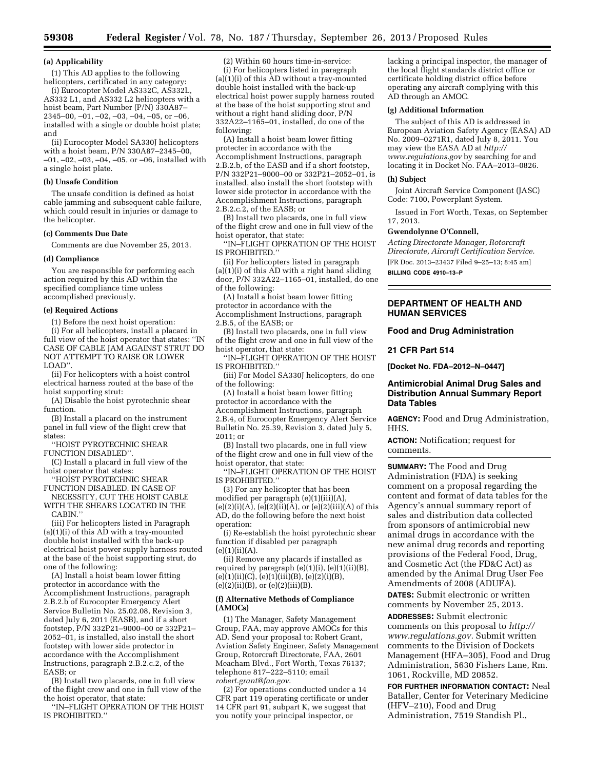**(a) Applicability**

(1) This AD applies to the following helicopters, certificated in any category:

(i) Eurocopter Model AS332C, AS332L, AS332 L1, and AS332 L2 helicopters with a hoist beam, Part Number (P/N) 330A87–2345–00, –01, –02, –03, –04, –05, or –06, installed with a single or double hoist plate; and

(ii) Eurocopter Model SA330J helicopters with a hoist beam, P/N 330A87–2345–00, –01, –02, –03, –04, –05, or –06, installed with a single hoist plate.

**(b) Unsafe Condition**

The unsafe condition is defined as hoist cable jamming and subsequent cable failure, which could result in injuries or damage to the helicopter.

**(c) Comments Due Date**

Comments are due November 25, 2013.

**(d) Compliance**

You are responsible for performing each action required by this AD within the specified compliance time unless accomplished previously.

**(e) Required Actions**

(1) Before the next hoist operation:

(i) For all helicopters, install a placard in full view of the hoist operator that states: ''IN CASE OF CABLE JAM AGAINST STRUT DO NOT ATTEMPT TO RAISE OR LOWER LOAD''.

(ii) For helicopters with a hoist control electrical harness routed at the base of the hoist supporting strut:

(A) Disable the hoist pyrotechnic shear function.

(B) Install a placard on the instrument panel in full view of the flight crew that states:

''HOIST PYROTECHNIC SHEAR FUNCTION DISABLED''.

(C) Install a placard in full view of the hoist operator that states:

''HOIST PYROTECHNIC SHEAR FUNCTION DISABLED. IN CASE OF NECESSITY, CUT THE HOIST CABLE WITH THE SHEARS LOCATED IN THE CABIN.''

(iii) For helicopters listed in Paragraph (a)(1)(i) of this AD with a tray-mounted double hoist installed with the back-up electrical hoist power supply harness routed at the base of the hoist supporting strut, do one of the following:

(A) Install a hoist beam lower fitting protector in accordance with the Accomplishment Instructions, paragraph 2.B.2.b of Eurocopter Emergency Alert Service Bulletin No. 25.02.08, Revision 3, dated July 6, 2011 (EASB), and if a short footstep, P/N 332P21–9000–00 or 332P21–2052–01, is installed, also install the short footstep with lower side protector in accordance with the Accomplishment Instructions, paragraph 2.B.2.c.2, of the EASB; or

(B) Install two placards, one in full view of the flight crew and one in full view of the the hoist operator, that state:

''IN–FLIGHT OPERATION OF THE HOIST IS PROHIBITED.''

(2) Within 60 hours time-in-service:

(i) For helicopters listed in paragraph (a)(1)(i) of this AD without a tray-mounted double hoist installed with the back-up electrical hoist power supply harness routed at the base of the hoist supporting strut and without a right hand sliding door, P/N 332A22–1165–01, installed, do one of the following:

(A) Install a hoist beam lower fitting protecter in accordance with the Accomplishment Instructions, paragraph 2.B.2.b, of the EASB and if a short footstep, P/N 332P21–9000–00 or 332P21–2052–01, is installed, also install the short footstep with lower side protector in accordance with the Accomplishment Instructions, paragraph 2.B.2.c.2, of the EASB; or

(B) Install two placards, one in full view of the flight crew and one in full view of the hoist operator, that state:

''IN–FLIGHT OPERATION OF THE HOIST IS PROHIBITED.''

(ii) For helicopters listed in paragraph (a)(1)(i) of this AD with a right hand sliding door, P/N 332A22–1165–01, installed, do one of the following:

(A) Install a hoist beam lower fitting protector in accordance with the Accomplishment Instructions, paragraph 2.B.5, of the EASB; or

(B) Install two placards, one in full view of the flight crew and one in full view of the hoist operator, that state:

''IN–FLIGHT OPERATION OF THE HOIST IS PROHIBITED.''

(iii) For Model SA330J helicopters, do one of the following:

(A) Install a hoist beam lower fitting protector in accordance with the Accomplishment Instructions, paragraph 2.B.4, of Eurocopter Emergency Alert Service Bulletin No. 25.39, Revision 3, dated July 5, 2011; or

(B) Install two placards, one in full view of the flight crew and one in full view of the hoist operator, that state:

''IN–FLIGHT OPERATION OF THE HOIST IS PROHIBITED.''

(3) For any helicopter that has been modified per paragraph (e)(1)(iii)(A), (e)(2)(i)(A), (e)(2)(ii)(A), or (e)(2)(iii)(A) of this AD, do the following before the next hoist operation:

(i) Re-establish the hoist pyrotechnic shear function if disabled per paragraph (e)(1)(ii)(A).

(ii) Remove any placards if installed as required by paragraph (e)(1)(i), (e)(1)(ii)(B), (e)(1)(ii)(C), (e)(1)(iii)(B), (e)(2)(i)(B), (e)(2)(ii)(B), or (e)(2)(iii)(B).

**(f) Alternative Methods of Compliance (AMOCs)**

(1) The Manager, Safety Management Group, FAA, may approve AMOCs for this AD. Send your proposal to: Robert Grant, Aviation Safety Engineer, Safety Management Group, Rotorcraft Directorate, FAA, 2601 Meacham Blvd., Fort Worth, Texas 76137; telephone 817–222–5110; email *robert.grant@faa.gov.*

(2) For operations conducted under a 14 CFR part 119 operating certificate or under 14 CFR part 91, subpart K, we suggest that you notify your principal inspector, or lacking a principal inspector, the manager of the local flight standards district office or certificate holding district office before operating any aircraft complying with this AD through an AMOC.

**(g) Additional Information**

The subject of this AD is addressed in European Aviation Safety Agency (EASA) AD No. 2009–0271R1, dated July 8, 2011. You may view the EASA AD at *http://www.regulations.gov* by searching for and locating it in Docket No. FAA–2013–0826.

**(h) Subject**

Joint Aircraft Service Component (JASC) Code: 7100, Powerplant System.

Issued in Fort Worth, Texas, on September 17, 2013.

**Gwendolynne O'Connell,**

*Acting Directorate Manager, Rotorcraft Directorate, Aircraft Certification Service.*

[FR Doc. 2013–23437 Filed 9–25–13; 8:45 am]

**BILLING CODE 4910–13–P**

## DEPARTMENT OF HEALTH AND HUMAN SERVICES

### Food and Drug Administration

### 21 CFR Part 514

**[Docket No. FDA–2012–N–0447]**

### Antimicrobial Animal Drug Sales and Distribution Annual Summary Report Data Tables

**AGENCY:** Food and Drug Administration, HHS.

**ACTION:** Notification; request for comments.

**SUMMARY:** The Food and Drug Administration (FDA) is seeking comment on a proposal regarding the content and format of data tables for the Agency's annual summary report of sales and distribution data collected from sponsors of antimicrobial new animal drugs in accordance with the new animal drug records and reporting provisions of the Federal Food, Drug, and Cosmetic Act (the FD&C Act) as amended by the Animal Drug User Fee Amendments of 2008 (ADUFA).

**DATES:** Submit electronic or written comments by November 25, 2013.

**ADDRESSES:** Submit electronic comments on this proposal to *http://www.regulations.gov.* Submit written comments to the Division of Dockets Management (HFA–305), Food and Drug Administration, 5630 Fishers Lane, Rm. 1061, Rockville, MD 20852.

**FOR FURTHER INFORMATION CONTACT:** Neal Bataller, Center for Veterinary Medicine (HFV–210), Food and Drug Administration, 7519 Standish Pl.,